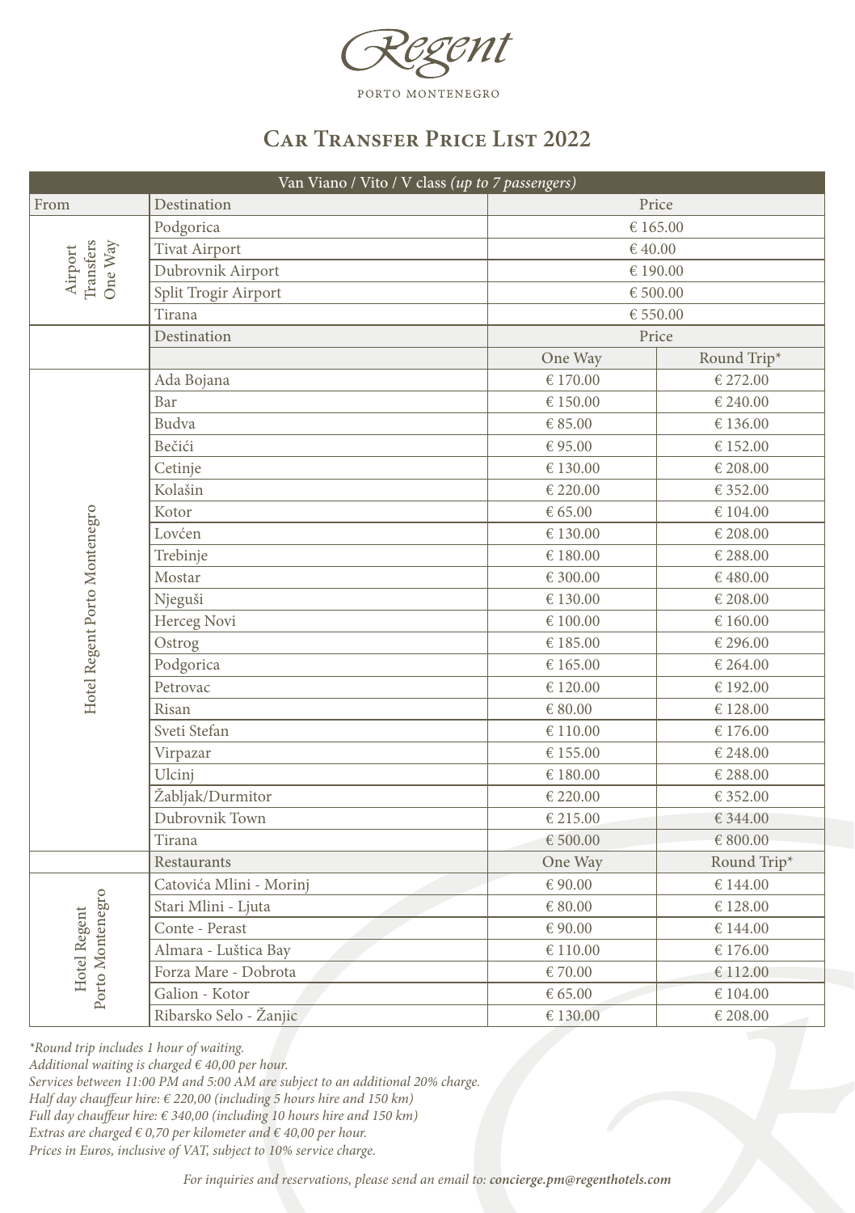Regent

PORTO MONTENEGRO

# Car Transfer Price List 2022

| Van Viano / Vito / V class *(up to 7 passengers)* | | | |
|---|---|---|---|
| From | Destination | Price | |
| Airport Transfers One Way | Podgorica | € 165.00 | |
| | Tivat Airport | € 40.00 | |
| | Dubrovnik Airport | € 190.00 | |
| | Split Trogir Airport | € 500.00 | |
| | Tirana | € 550.00 | |
| | Destination | Price | |
| | | One Way | Round Trip* |
| Hotel Regent Porto Montenegro | Ada Bojana | € 170.00 | € 272.00 |
| | Bar | € 150.00 | € 240.00 |
| | Budva | € 85.00 | € 136.00 |
| | Bečići | € 95.00 | € 152.00 |
| | Cetinje | € 130.00 | € 208.00 |
| | Kolašin | € 220.00 | € 352.00 |
| | Kotor | € 65.00 | € 104.00 |
| | Lovćen | € 130.00 | € 208.00 |
| | Trebinje | € 180.00 | € 288.00 |
| | Mostar | € 300.00 | € 480.00 |
| | Njeguši | € 130.00 | € 208.00 |
| | Herceg Novi | € 100.00 | € 160.00 |
| | Ostrog | € 185.00 | € 296.00 |
| | Podgorica | € 165.00 | € 264.00 |
| | Petrovac | € 120.00 | € 192.00 |
| | Risan | € 80.00 | € 128.00 |
| | Sveti Stefan | € 110.00 | € 176.00 |
| | Virpazar | € 155.00 | € 248.00 |
| | Ulcinj | € 180.00 | € 288.00 |
| | Žabljak/Durmitor | € 220.00 | € 352.00 |
| | Dubrovnik Town | € 215.00 | € 344.00 |
| | Tirana | € 500.00 | € 800.00 |
| | Restaurants | One Way | Round Trip* |
| Hotel Regent Porto Montenegro | Catovića Mlini - Morinj | € 90.00 | € 144.00 |
| | Stari Mlini - Ljuta | € 80.00 | € 128.00 |
| | Conte - Perast | € 90.00 | € 144.00 |
| | Almara - Luštica Bay | € 110.00 | € 176.00 |
| | Forza Mare - Dobrota | € 70.00 | € 112.00 |
| | Galion - Kotor | € 65.00 | € 104.00 |
| | Ribarsko Selo - Žanjic | € 130.00 | € 208.00 |

*\*Round trip includes 1 hour of waiting.*
*Additional waiting is charged € 40,00 per hour.*
*Services between 11:00 PM and 5:00 AM are subject to an additional 20% charge.*
*Half day chauffeur hire: € 220,00 (including 5 hours hire and 150 km)*
*Full day chauffeur hire: € 340,00 (including 10 hours hire and 150 km)*
*Extras are charged € 0,70 per kilometer and € 40,00 per hour.*
*Prices in Euros, inclusive of VAT, subject to 10% service charge.*

*For inquiries and reservations, please send an email to:* ***concierge.pm@regenthotels.com***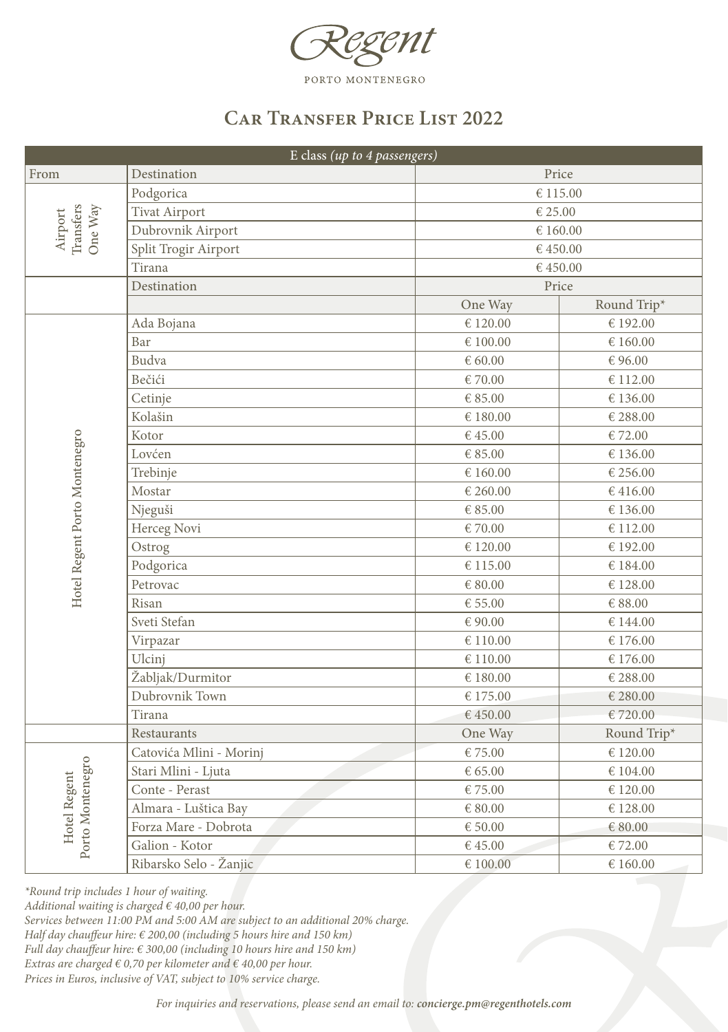Regent

PORTO MONTENEGRO

# Car Transfer Price List 2022

| E class *(up to 4 passengers)* | | | |
|---|---|---|---|
| From | Destination | Price | |
| Airport Transfers One Way | Podgorica | € 115.00 | |
| | Tivat Airport | € 25.00 | |
| | Dubrovnik Airport | € 160.00 | |
| | Split Trogir Airport | € 450.00 | |
| | Tirana | € 450.00 | |
| | Destination | Price | |
| | | One Way | Round Trip* |
| Hotel Regent Porto Montenegro | Ada Bojana | € 120.00 | € 192.00 |
| | Bar | € 100.00 | € 160.00 |
| | Budva | € 60.00 | € 96.00 |
| | Bečići | € 70.00 | € 112.00 |
| | Cetinje | € 85.00 | € 136.00 |
| | Kolašin | € 180.00 | € 288.00 |
| | Kotor | € 45.00 | € 72.00 |
| | Lovćen | € 85.00 | € 136.00 |
| | Trebinje | € 160.00 | € 256.00 |
| | Mostar | € 260.00 | € 416.00 |
| | Njeguši | € 85.00 | € 136.00 |
| | Herceg Novi | € 70.00 | € 112.00 |
| | Ostrog | € 120.00 | € 192.00 |
| | Podgorica | € 115.00 | € 184.00 |
| | Petrovac | € 80.00 | € 128.00 |
| | Risan | € 55.00 | € 88.00 |
| | Sveti Stefan | € 90.00 | € 144.00 |
| | Virpazar | € 110.00 | € 176.00 |
| | Ulcinj | € 110.00 | € 176.00 |
| | Žabljak/Durmitor | € 180.00 | € 288.00 |
| | Dubrovnik Town | € 175.00 | € 280.00 |
| | Tirana | € 450.00 | € 720.00 |
| | Restaurants | One Way | Round Trip* |
| Hotel Regent Porto Montenegro | Catovića Mlini - Morinj | € 75.00 | € 120.00 |
| | Stari Mlini - Ljuta | € 65.00 | € 104.00 |
| | Conte - Perast | € 75.00 | € 120.00 |
| | Almara - Luštica Bay | € 80.00 | € 128.00 |
| | Forza Mare - Dobrota | € 50.00 | € 80.00 |
| | Galion - Kotor | € 45.00 | € 72.00 |
| | Ribarsko Selo - Žanjic | € 100.00 | € 160.00 |

*\*Round trip includes 1 hour of waiting.*
*Additional waiting is charged € 40,00 per hour.*
*Services between 11:00 PM and 5:00 AM are subject to an additional 20% charge.*
*Half day chauffeur hire: € 200,00 (including 5 hours hire and 150 km)*
*Full day chauffeur hire: € 300,00 (including 10 hours hire and 150 km)*
*Extras are charged € 0,70 per kilometer and € 40,00 per hour.*
*Prices in Euros, inclusive of VAT, subject to 10% service charge.*

*For inquiries and reservations, please send an email to:* ***concierge.pm@regenthotels.com***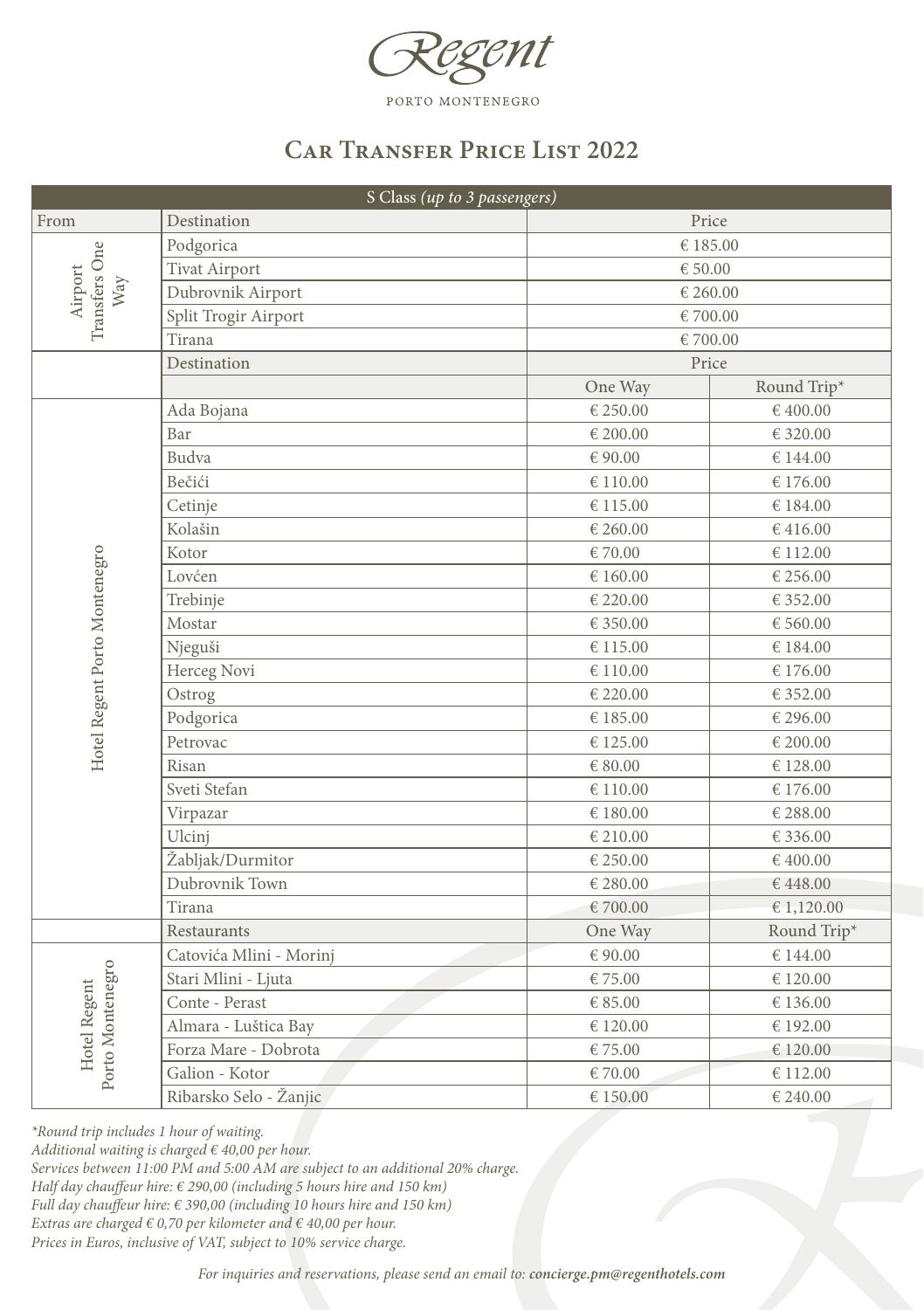Regent

PORTO MONTENEGRO

# Car Transfer Price List 2022

| S Class *(up to 3 passengers)* | | | |
|---|---|---|---|
| From | Destination | Price | |
| Airport Transfers One Way | Podgorica | € 185.00 | |
| | Tivat Airport | € 50.00 | |
| | Dubrovnik Airport | € 260.00 | |
| | Split Trogir Airport | € 700.00 | |
| | Tirana | € 700.00 | |
| | Destination | Price | |
| | | One Way | Round Trip* |
| Hotel Regent Porto Montenegro | Ada Bojana | € 250.00 | € 400.00 |
| | Bar | € 200.00 | € 320.00 |
| | Budva | € 90.00 | € 144.00 |
| | Bečići | € 110.00 | € 176.00 |
| | Cetinje | € 115.00 | € 184.00 |
| | Kolašin | € 260.00 | € 416.00 |
| | Kotor | € 70.00 | € 112.00 |
| | Lovćen | € 160.00 | € 256.00 |
| | Trebinje | € 220.00 | € 352.00 |
| | Mostar | € 350.00 | € 560.00 |
| | Njeguši | € 115.00 | € 184.00 |
| | Herceg Novi | € 110.00 | € 176.00 |
| | Ostrog | € 220.00 | € 352.00 |
| | Podgorica | € 185.00 | € 296.00 |
| | Petrovac | € 125.00 | € 200.00 |
| | Risan | € 80.00 | € 128.00 |
| | Sveti Stefan | € 110.00 | € 176.00 |
| | Virpazar | € 180.00 | € 288.00 |
| | Ulcinj | € 210.00 | € 336.00 |
| | Žabljak/Durmitor | € 250.00 | € 400.00 |
| | Dubrovnik Town | € 280.00 | € 448.00 |
| | Tirana | € 700.00 | € 1,120.00 |
| | Restaurants | One Way | Round Trip* |
| Hotel Regent Porto Montenegro | Catovića Mlini - Morinj | € 90.00 | € 144.00 |
| | Stari Mlini - Ljuta | € 75.00 | € 120.00 |
| | Conte - Perast | € 85.00 | € 136.00 |
| | Almara - Luštica Bay | € 120.00 | € 192.00 |
| | Forza Mare - Dobrota | € 75.00 | € 120.00 |
| | Galion - Kotor | € 70.00 | € 112.00 |
| | Ribarsko Selo - Žanjic | € 150.00 | € 240.00 |

*\*Round trip includes 1 hour of waiting.*
*Additional waiting is charged € 40,00 per hour.*
*Services between 11:00 PM and 5:00 AM are subject to an additional 20% charge.*
*Half day chauffeur hire: € 290,00 (including 5 hours hire and 150 km)*
*Full day chauffeur hire: € 390,00 (including 10 hours hire and 150 km)*
*Extras are charged € 0,70 per kilometer and € 40,00 per hour.*
*Prices in Euros, inclusive of VAT, subject to 10% service charge.*

*For inquiries and reservations, please send an email to:* ***concierge.pm@regenthotels.com***